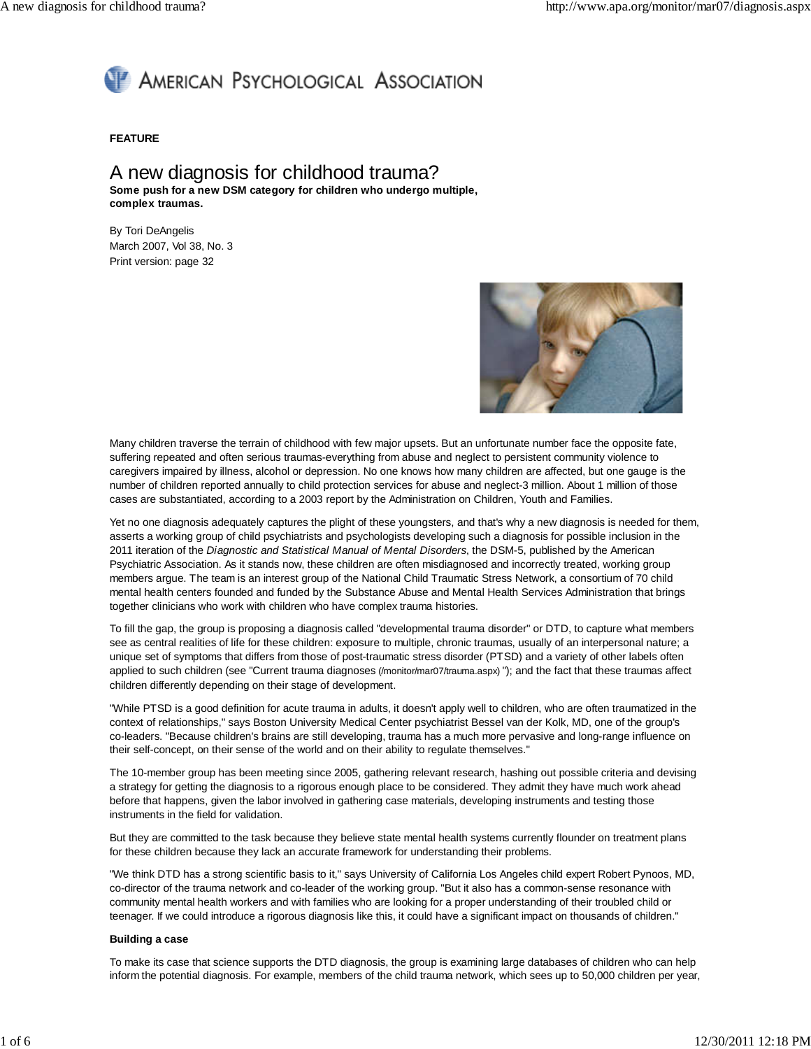American Psychological Association

**FEATURE**

# A new diagnosis for childhood trauma?

**Some push for a new DSM category for children who undergo multiple, complex traumas.**

By Tori DeAngelis
March 2007, Vol 38, No. 3
Print version: page 32

Many children traverse the terrain of childhood with few major upsets. But an unfortunate number face the opposite fate, suffering repeated and often serious traumas-everything from abuse and neglect to persistent community violence to caregivers impaired by illness, alcohol or depression. No one knows how many children are affected, but one gauge is the number of children reported annually to child protection services for abuse and neglect-3 million. About 1 million of those cases are substantiated, according to a 2003 report by the Administration on Children, Youth and Families.

Yet no one diagnosis adequately captures the plight of these youngsters, and that's why a new diagnosis is needed for them, asserts a working group of child psychiatrists and psychologists developing such a diagnosis for possible inclusion in the 2011 iteration of the *Diagnostic and Statistical Manual of Mental Disorders*, the DSM-5, published by the American Psychiatric Association. As it stands now, these children are often misdiagnosed and incorrectly treated, working group members argue. The team is an interest group of the National Child Traumatic Stress Network, a consortium of 70 child mental health centers founded and funded by the Substance Abuse and Mental Health Services Administration that brings together clinicians who work with children who have complex trauma histories.

To fill the gap, the group is proposing a diagnosis called "developmental trauma disorder" or DTD, to capture what members see as central realities of life for these children: exposure to multiple, chronic traumas, usually of an interpersonal nature; a unique set of symptoms that differs from those of post-traumatic stress disorder (PTSD) and a variety of other labels often applied to such children (see "Current trauma diagnoses (/monitor/mar07/trauma.aspx) "); and the fact that these traumas affect children differently depending on their stage of development.

"While PTSD is a good definition for acute trauma in adults, it doesn't apply well to children, who are often traumatized in the context of relationships," says Boston University Medical Center psychiatrist Bessel van der Kolk, MD, one of the group's co-leaders. "Because children's brains are still developing, trauma has a much more pervasive and long-range influence on their self-concept, on their sense of the world and on their ability to regulate themselves."

The 10-member group has been meeting since 2005, gathering relevant research, hashing out possible criteria and devising a strategy for getting the diagnosis to a rigorous enough place to be considered. They admit they have much work ahead before that happens, given the labor involved in gathering case materials, developing instruments and testing those instruments in the field for validation.

But they are committed to the task because they believe state mental health systems currently flounder on treatment plans for these children because they lack an accurate framework for understanding their problems.

"We think DTD has a strong scientific basis to it," says University of California Los Angeles child expert Robert Pynoos, MD, co-director of the trauma network and co-leader of the working group. "But it also has a common-sense resonance with community mental health workers and with families who are looking for a proper understanding of their troubled child or teenager. If we could introduce a rigorous diagnosis like this, it could have a significant impact on thousands of children."

**Building a case**

To make its case that science supports the DTD diagnosis, the group is examining large databases of children who can help inform the potential diagnosis. For example, members of the child trauma network, which sees up to 50,000 children per year,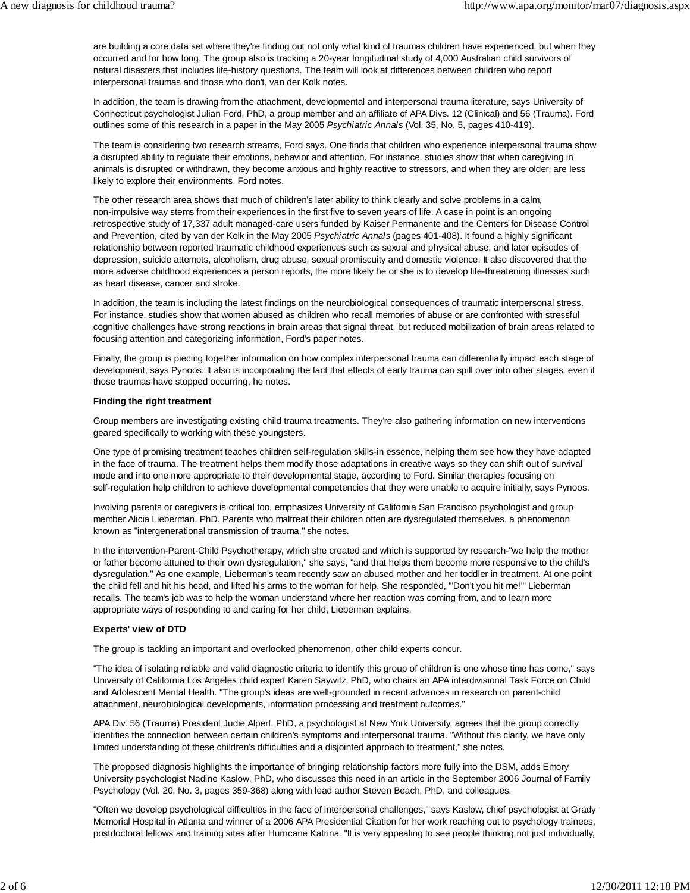are building a core data set where they're finding out not only what kind of traumas children have experienced, but when they occurred and for how long. The group also is tracking a 20-year longitudinal study of 4,000 Australian child survivors of natural disasters that includes life-history questions. The team will look at differences between children who report interpersonal traumas and those who don't, van der Kolk notes.

In addition, the team is drawing from the attachment, developmental and interpersonal trauma literature, says University of Connecticut psychologist Julian Ford, PhD, a group member and an affiliate of APA Divs. 12 (Clinical) and 56 (Trauma). Ford outlines some of this research in a paper in the May 2005 *Psychiatric Annals* (Vol. 35, No. 5, pages 410-419).

The team is considering two research streams, Ford says. One finds that children who experience interpersonal trauma show a disrupted ability to regulate their emotions, behavior and attention. For instance, studies show that when caregiving in animals is disrupted or withdrawn, they become anxious and highly reactive to stressors, and when they are older, are less likely to explore their environments, Ford notes.

The other research area shows that much of children's later ability to think clearly and solve problems in a calm, non-impulsive way stems from their experiences in the first five to seven years of life. A case in point is an ongoing retrospective study of 17,337 adult managed-care users funded by Kaiser Permanente and the Centers for Disease Control and Prevention, cited by van der Kolk in the May 2005 *Psychiatric Annals* (pages 401-408). It found a highly significant relationship between reported traumatic childhood experiences such as sexual and physical abuse, and later episodes of depression, suicide attempts, alcoholism, drug abuse, sexual promiscuity and domestic violence. It also discovered that the more adverse childhood experiences a person reports, the more likely he or she is to develop life-threatening illnesses such as heart disease, cancer and stroke.

In addition, the team is including the latest findings on the neurobiological consequences of traumatic interpersonal stress. For instance, studies show that women abused as children who recall memories of abuse or are confronted with stressful cognitive challenges have strong reactions in brain areas that signal threat, but reduced mobilization of brain areas related to focusing attention and categorizing information, Ford's paper notes.

Finally, the group is piecing together information on how complex interpersonal trauma can differentially impact each stage of development, says Pynoos. It also is incorporating the fact that effects of early trauma can spill over into other stages, even if those traumas have stopped occurring, he notes.

**Finding the right treatment**

Group members are investigating existing child trauma treatments. They're also gathering information on new interventions geared specifically to working with these youngsters.

One type of promising treatment teaches children self-regulation skills-in essence, helping them see how they have adapted in the face of trauma. The treatment helps them modify those adaptations in creative ways so they can shift out of survival mode and into one more appropriate to their developmental stage, according to Ford. Similar therapies focusing on self-regulation help children to achieve developmental competencies that they were unable to acquire initially, says Pynoos.

Involving parents or caregivers is critical too, emphasizes University of California San Francisco psychologist and group member Alicia Lieberman, PhD. Parents who maltreat their children often are dysregulated themselves, a phenomenon known as "intergenerational transmission of trauma," she notes.

In the intervention-Parent-Child Psychotherapy, which she created and which is supported by research-"we help the mother or father become attuned to their own dysregulation," she says, "and that helps them become more responsive to the child's dysregulation." As one example, Lieberman's team recently saw an abused mother and her toddler in treatment. At one point the child fell and hit his head, and lifted his arms to the woman for help. She responded, "'Don't you hit me!'" Lieberman recalls. The team's job was to help the woman understand where her reaction was coming from, and to learn more appropriate ways of responding to and caring for her child, Lieberman explains.

**Experts' view of DTD**

The group is tackling an important and overlooked phenomenon, other child experts concur.

"The idea of isolating reliable and valid diagnostic criteria to identify this group of children is one whose time has come," says University of California Los Angeles child expert Karen Saywitz, PhD, who chairs an APA interdivisional Task Force on Child and Adolescent Mental Health. "The group's ideas are well-grounded in recent advances in research on parent-child attachment, neurobiological developments, information processing and treatment outcomes."

APA Div. 56 (Trauma) President Judie Alpert, PhD, a psychologist at New York University, agrees that the group correctly identifies the connection between certain children's symptoms and interpersonal trauma. "Without this clarity, we have only limited understanding of these children's difficulties and a disjointed approach to treatment," she notes.

The proposed diagnosis highlights the importance of bringing relationship factors more fully into the DSM, adds Emory University psychologist Nadine Kaslow, PhD, who discusses this need in an article in the September 2006 Journal of Family Psychology (Vol. 20, No. 3, pages 359-368) along with lead author Steven Beach, PhD, and colleagues.

"Often we develop psychological difficulties in the face of interpersonal challenges," says Kaslow, chief psychologist at Grady Memorial Hospital in Atlanta and winner of a 2006 APA Presidential Citation for her work reaching out to psychology trainees, postdoctoral fellows and training sites after Hurricane Katrina. "It is very appealing to see people thinking not just individually,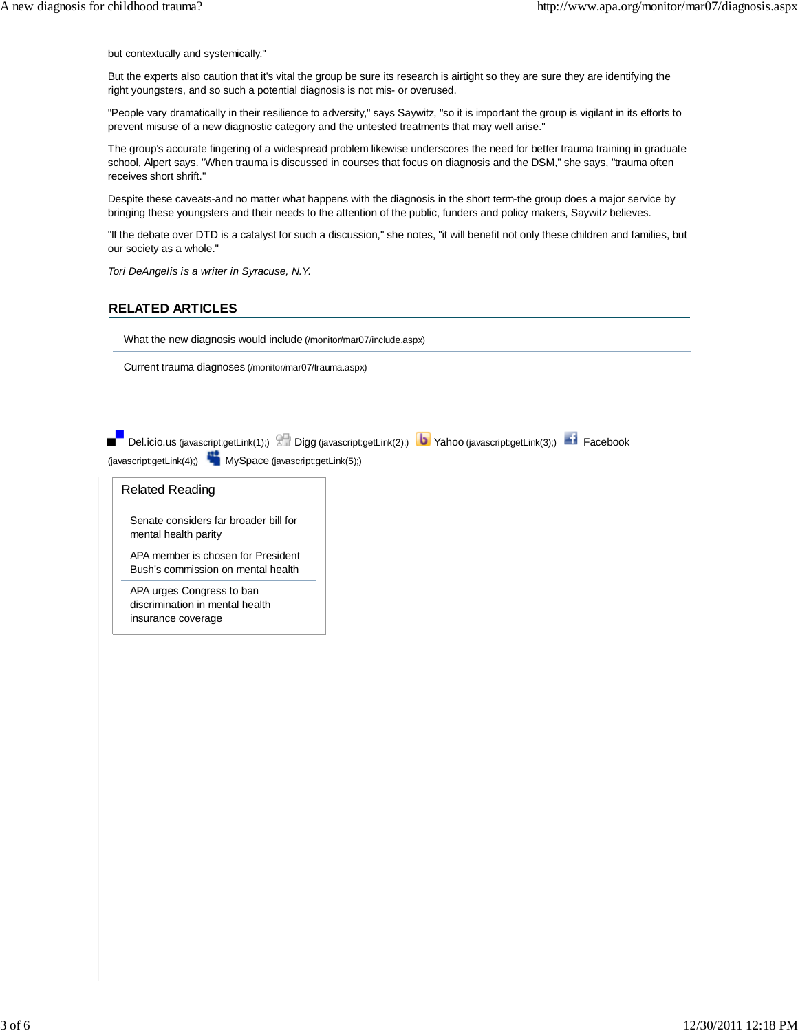but contextually and systemically."

But the experts also caution that it's vital the group be sure its research is airtight so they are sure they are identifying the right youngsters, and so such a potential diagnosis is not mis- or overused.

"People vary dramatically in their resilience to adversity," says Saywitz, "so it is important the group is vigilant in its efforts to prevent misuse of a new diagnostic category and the untested treatments that may well arise."

The group's accurate fingering of a widespread problem likewise underscores the need for better trauma training in graduate school, Alpert says. "When trauma is discussed in courses that focus on diagnosis and the DSM," she says, "trauma often receives short shrift."

Despite these caveats-and no matter what happens with the diagnosis in the short term-the group does a major service by bringing these youngsters and their needs to the attention of the public, funders and policy makers, Saywitz believes.

"If the debate over DTD is a catalyst for such a discussion," she notes, "it will benefit not only these children and families, but our society as a whole."

*Tori DeAngelis is a writer in Syracuse, N.Y.*

## RELATED ARTICLES

What the new diagnosis would include (/monitor/mar07/include.aspx)

Current trauma diagnoses (/monitor/mar07/trauma.aspx)

Del.icio.us (javascript:getLink(1);) Digg (javascript:getLink(2);) Yahoo (javascript:getLink(3);) Facebook (javascript:getLink(4);) MySpace (javascript:getLink(5);)

### Related Reading

- Senate considers far broader bill for mental health parity
- APA member is chosen for President Bush's commission on mental health
- APA urges Congress to ban discrimination in mental health insurance coverage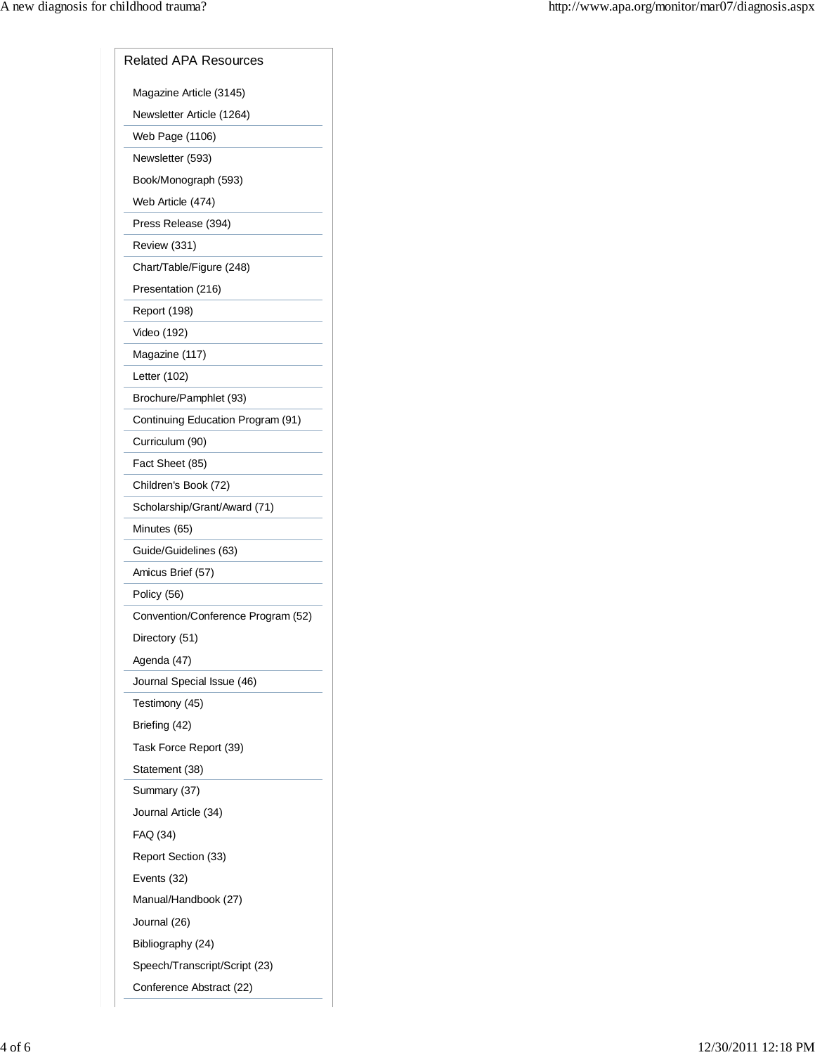Related APA Resources

- Magazine Article (3145)
- Newsletter Article (1264)
- Web Page (1106)
- Newsletter (593)
- Book/Monograph (593)
- Web Article (474)
- Press Release (394)
- Review (331)
- Chart/Table/Figure (248)
- Presentation (216)
- Report (198)
- Video (192)
- Magazine (117)
- Letter (102)
- Brochure/Pamphlet (93)
- Continuing Education Program (91)
- Curriculum (90)
- Fact Sheet (85)
- Children's Book (72)
- Scholarship/Grant/Award (71)
- Minutes (65)
- Guide/Guidelines (63)
- Amicus Brief (57)
- Policy (56)
- Convention/Conference Program (52)
- Directory (51)
- Agenda (47)
- Journal Special Issue (46)
- Testimony (45)
- Briefing (42)
- Task Force Report (39)
- Statement (38)
- Summary (37)
- Journal Article (34)
- FAQ (34)
- Report Section (33)
- Events (32)
- Manual/Handbook (27)
- Journal (26)
- Bibliography (24)
- Speech/Transcript/Script (23)
- Conference Abstract (22)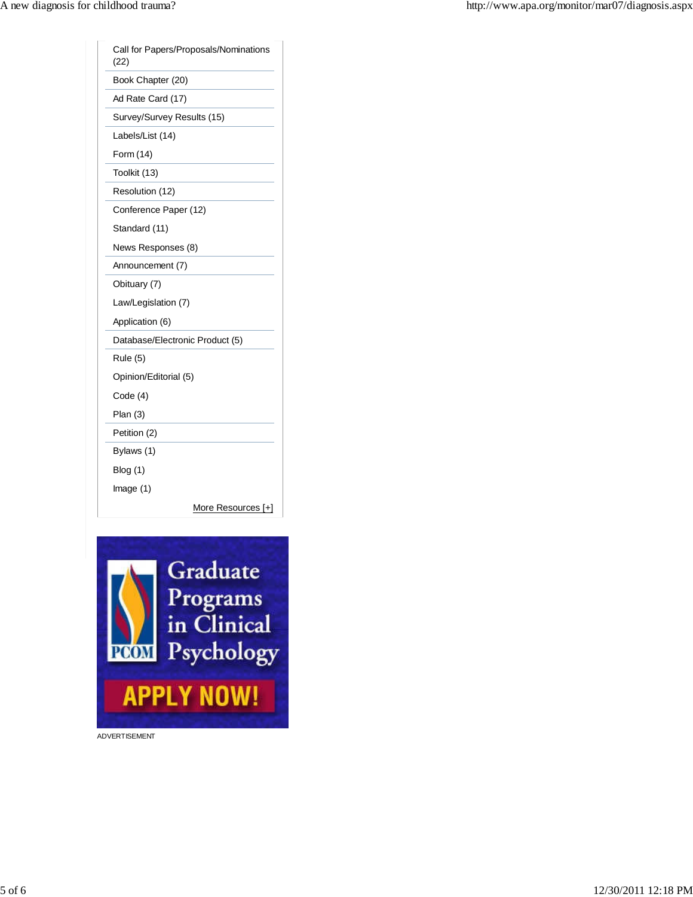- Call for Papers/Proposals/Nominations (22)
- Book Chapter (20)
- Ad Rate Card (17)
- Survey/Survey Results (15)
- Labels/List (14)
- Form (14)
- Toolkit (13)
- Resolution (12)
- Conference Paper (12)
- Standard (11)
- News Responses (8)
- Announcement (7)
- Obituary (7)
- Law/Legislation (7)
- Application (6)
- Database/Electronic Product (5)
- Rule (5)
- Opinion/Editorial (5)
- Code (4)
- Plan (3)
- Petition (2)
- Bylaws (1)
- Blog (1)
- Image (1)

More Resources [+]

Graduate Programs in Clinical Psychology

PCOM

APPLY NOW!

ADVERTISEMENT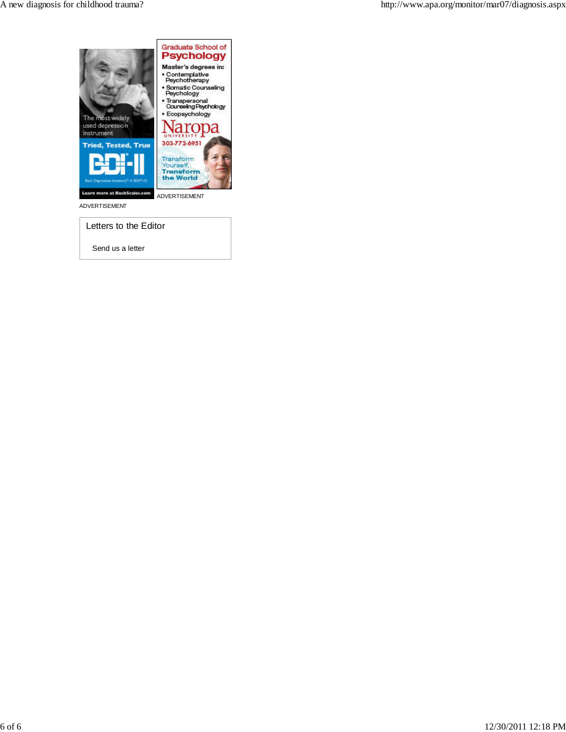The most widely used depression instrument

Tried, Tested, True

BDI-II

Beck Depression Inventory®-II (BDI®-II)

Learn more at BeckScales.com

ADVERTISEMENT

Graduate School of Psychology

Master's degrees in:

- Contemplative Psychotherapy
- Somatic Counseling Psychology
- Transpersonal Counseling Psychology
- Ecopsychology

Naropa UNIVERSITY

303-772-6951

Transform Yourself, Transform the World

ADVERTISEMENT

Letters to the Editor

Send us a letter